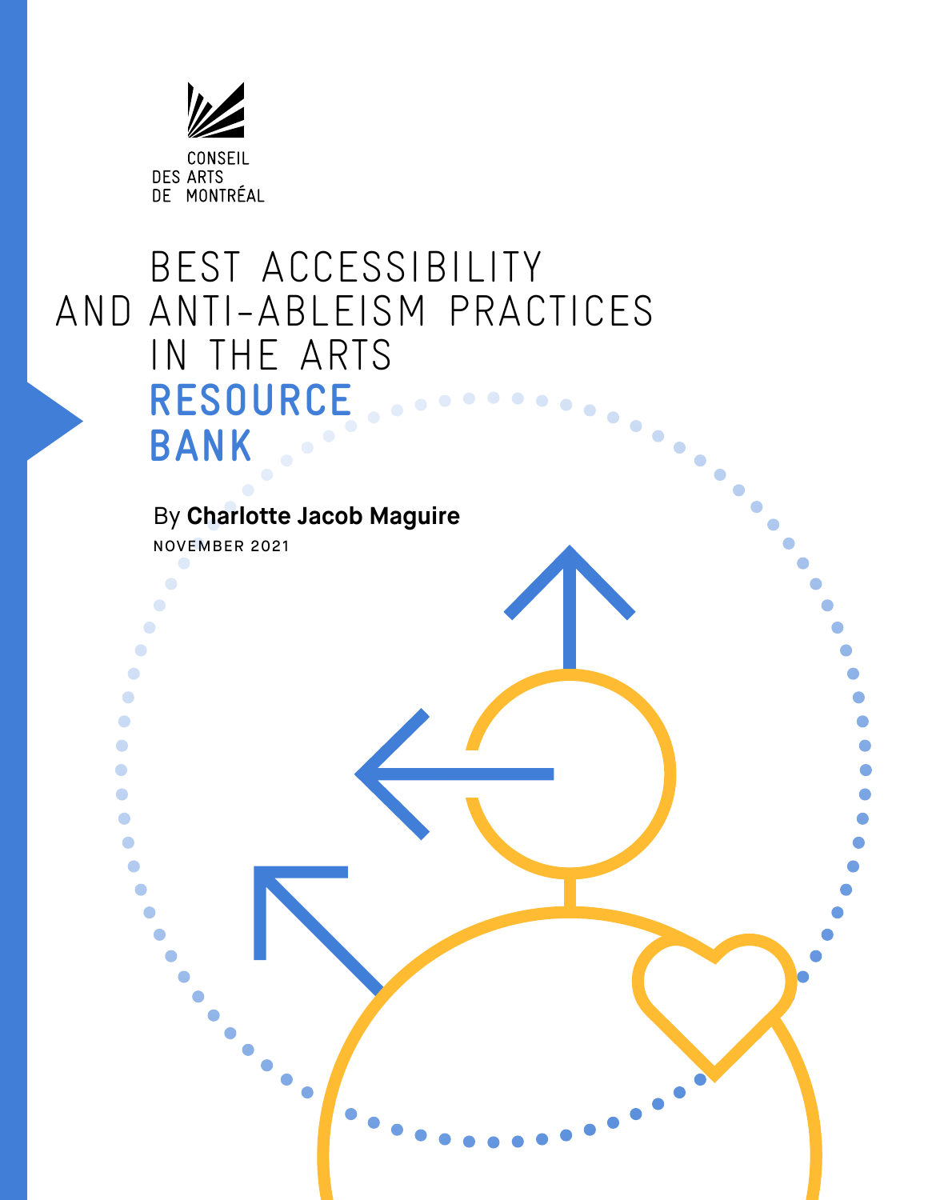CONSEIL DES ARTS DE MONTRÉAL

# BEST ACCESSIBILITY AND ANTI-ABLEISM PRACTICES IN THE ARTS

# RESOURCE BANK

By **Charlotte Jacob Maguire**

NOVEMBER 2021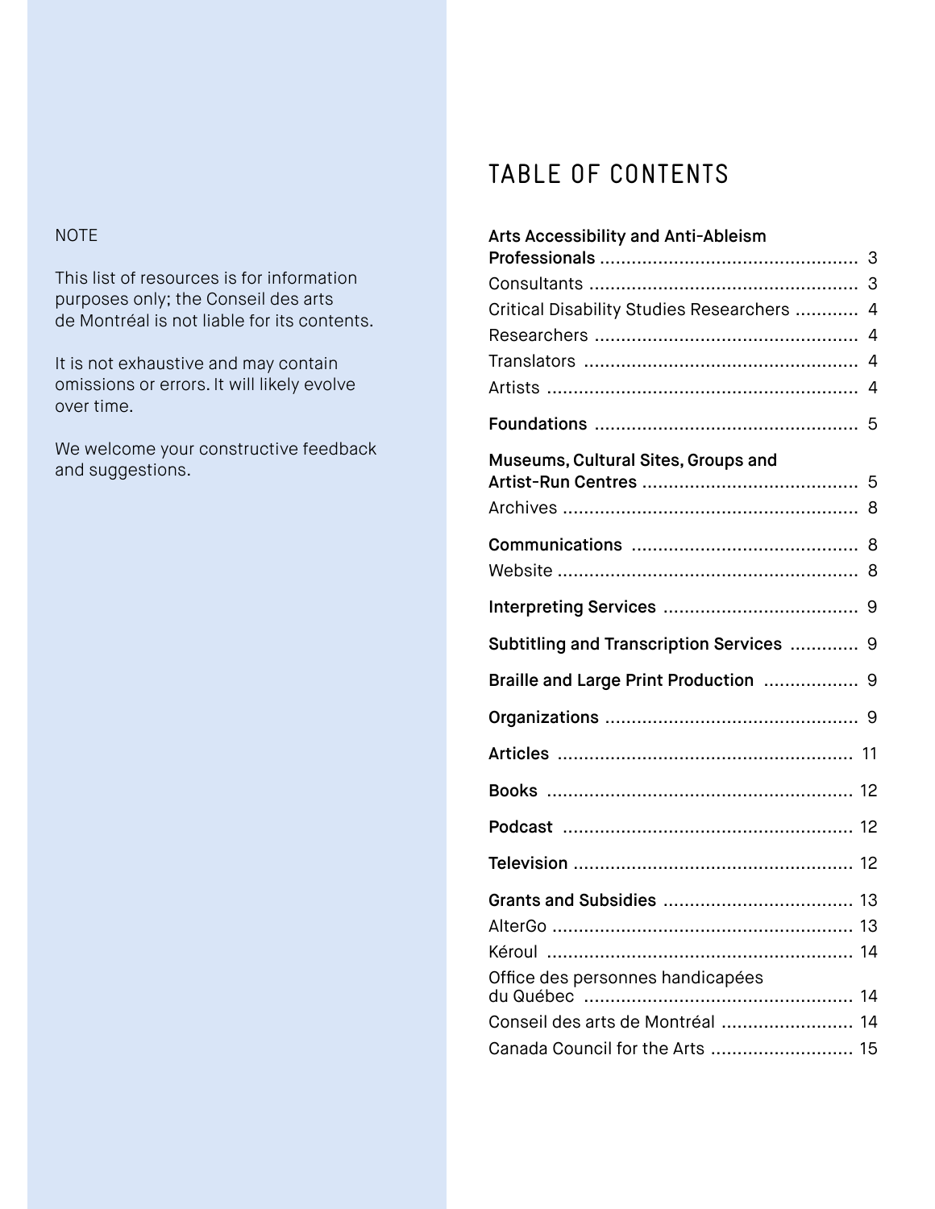NOTE

This list of resources is for information purposes only; the Conseil des arts de Montréal is not liable for its contents.

It is not exhaustive and may contain omissions or errors. It will likely evolve over time.

We welcome your constructive feedback and suggestions.

# TABLE OF CONTENTS

**Arts Accessibility and Anti-Ableism Professionals** ............ 3
- Consultants ............ 3
- Critical Disability Studies Researchers ............ 4
- Researchers ............ 4
- Translators ............ 4
- Artists ............ 4

**Foundations** ............ 5

**Museums, Cultural Sites, Groups and Artist-Run Centres** ............ 5
- Archives ............ 8

**Communications** ............ 8
- Website ............ 8

**Interpreting Services** ............ 9

**Subtitling and Transcription Services** ............ 9

**Braille and Large Print Production** ............ 9

**Organizations** ............ 9

**Articles** ............ 11

**Books** ............ 12

**Podcast** ............ 12

**Television** ............ 12

**Grants and Subsidies** ............ 13
- AlterGo ............ 13
- Kéroul ............ 14
- Office des personnes handicapées du Québec ............ 14
- Conseil des arts de Montréal ............ 14
- Canada Council for the Arts ............ 15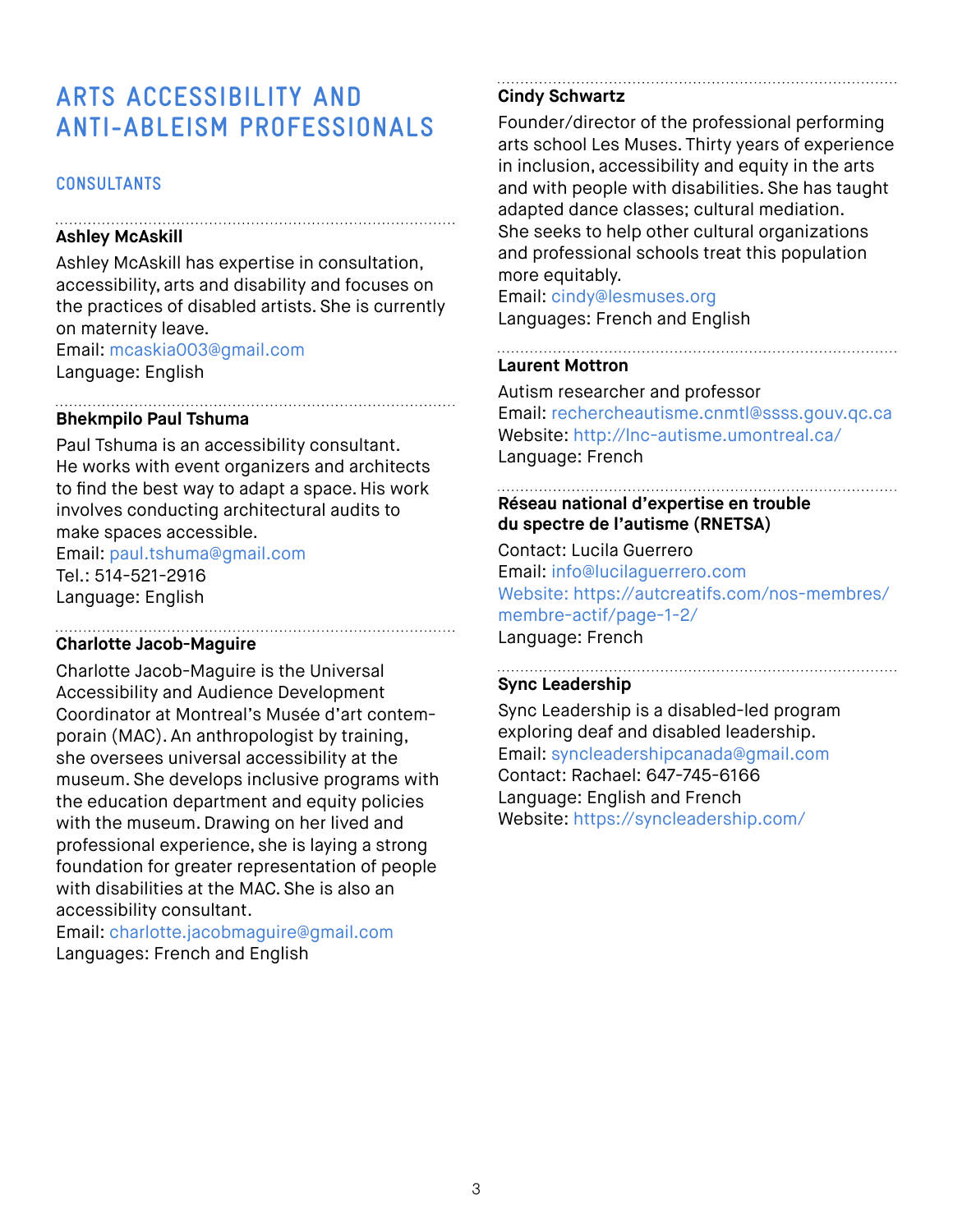# ARTS ACCESSIBILITY AND ANTI-ABLEISM PROFESSIONALS

## CONSULTANTS

**Ashley McAskill**

Ashley McAskill has expertise in consultation, accessibility, arts and disability and focuses on the practices of disabled artists. She is currently on maternity leave.
Email: mcaskia003@gmail.com
Language: English

**Bhekmpilo Paul Tshuma**

Paul Tshuma is an accessibility consultant. He works with event organizers and architects to find the best way to adapt a space. His work involves conducting architectural audits to make spaces accessible.
Email: paul.tshuma@gmail.com
Tel.: 514-521-2916
Language: English

**Charlotte Jacob-Maguire**

Charlotte Jacob-Maguire is the Universal Accessibility and Audience Development Coordinator at Montreal's Musée d'art contemporain (MAC). An anthropologist by training, she oversees universal accessibility at the museum. She develops inclusive programs with the education department and equity policies with the museum. Drawing on her lived and professional experience, she is laying a strong foundation for greater representation of people with disabilities at the MAC. She is also an accessibility consultant.
Email: charlotte.jacobmaguire@gmail.com
Languages: French and English

**Cindy Schwartz**

Founder/director of the professional performing arts school Les Muses. Thirty years of experience in inclusion, accessibility and equity in the arts and with people with disabilities. She has taught adapted dance classes; cultural mediation. She seeks to help other cultural organizations and professional schools treat this population more equitably.
Email: cindy@lesmuses.org
Languages: French and English

**Laurent Mottron**

Autism researcher and professor
Email: rechercheautisme.cnmtl@ssss.gouv.qc.ca
Website: http://lnc-autisme.umontreal.ca/
Language: French

**Réseau national d'expertise en trouble du spectre de l'autisme (RNETSA)**

Contact: Lucila Guerrero
Email: info@lucilaguerrero.com
Website: https://autcreatifs.com/nos-membres/membre-actif/page-1-2/
Language: French

**Sync Leadership**

Sync Leadership is a disabled-led program exploring deaf and disabled leadership.
Email: syncleadershipcanada@gmail.com
Contact: Rachael: 647-745-6166
Language: English and French
Website: https://syncleadership.com/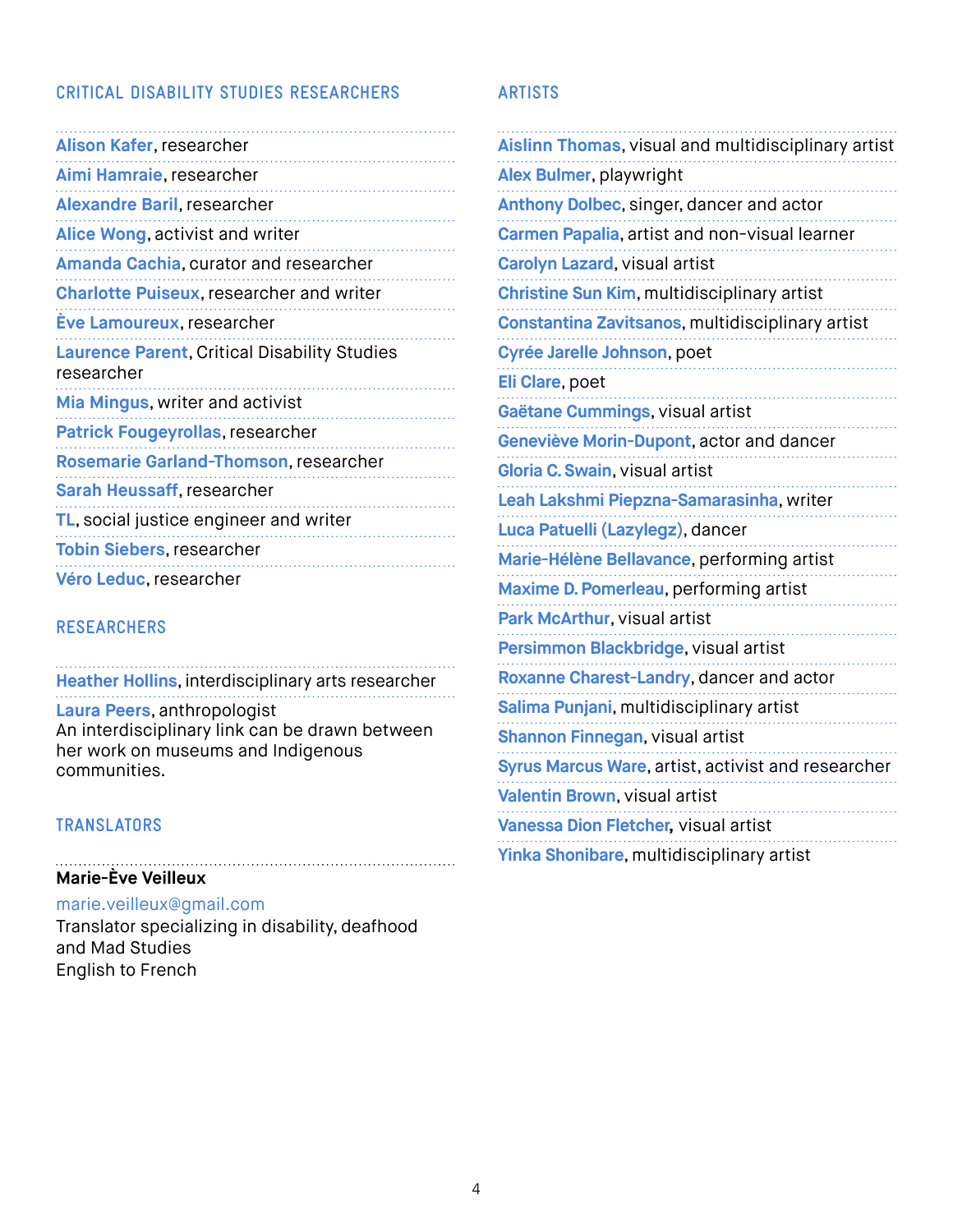## CRITICAL DISABILITY STUDIES RESEARCHERS

**Alison Kafer**, researcher

**Aimi Hamraie**, researcher

**Alexandre Baril**, researcher

**Alice Wong**, activist and writer

**Amanda Cachia**, curator and researcher

**Charlotte Puiseux**, researcher and writer

**Ève Lamoureux**, researcher

**Laurence Parent**, Critical Disability Studies researcher

**Mia Mingus**, writer and activist

**Patrick Fougeyrollas**, researcher

**Rosemarie Garland-Thomson**, researcher

**Sarah Heussaff**, researcher

**TL**, social justice engineer and writer

**Tobin Siebers**, researcher

**Véro Leduc**, researcher

## RESEARCHERS

**Heather Hollins**, interdisciplinary arts researcher

**Laura Peers**, anthropologist
An interdisciplinary link can be drawn between her work on museums and Indigenous communities.

## TRANSLATORS

**Marie-Ève Veilleux**

marie.veilleux@gmail.com
Translator specializing in disability, deafhood and Mad Studies
English to French

## ARTISTS

**Aislinn Thomas**, visual and multidisciplinary artist

**Alex Bulmer**, playwright

**Anthony Dolbec**, singer, dancer and actor

**Carmen Papalia**, artist and non-visual learner

**Carolyn Lazard**, visual artist

**Christine Sun Kim**, multidisciplinary artist

**Constantina Zavitsanos**, multidisciplinary artist

**Cyrée Jarelle Johnson**, poet

**Eli Clare**, poet

**Gaëtane Cummings**, visual artist

**Geneviève Morin-Dupont**, actor and dancer

**Gloria C. Swain**, visual artist

**Leah Lakshmi Piepzna-Samarasinha**, writer

**Luca Patuelli (Lazylegz)**, dancer

**Marie-Hélène Bellavance**, performing artist

**Maxime D. Pomerleau**, performing artist

**Park McArthur**, visual artist

**Persimmon Blackbridge**, visual artist

**Roxanne Charest-Landry**, dancer and actor

**Salima Punjani**, multidisciplinary artist

**Shannon Finnegan**, visual artist

**Syrus Marcus Ware**, artist, activist and researcher

**Valentin Brown**, visual artist

**Vanessa Dion Fletcher**, visual artist

**Yinka Shonibare**, multidisciplinary artist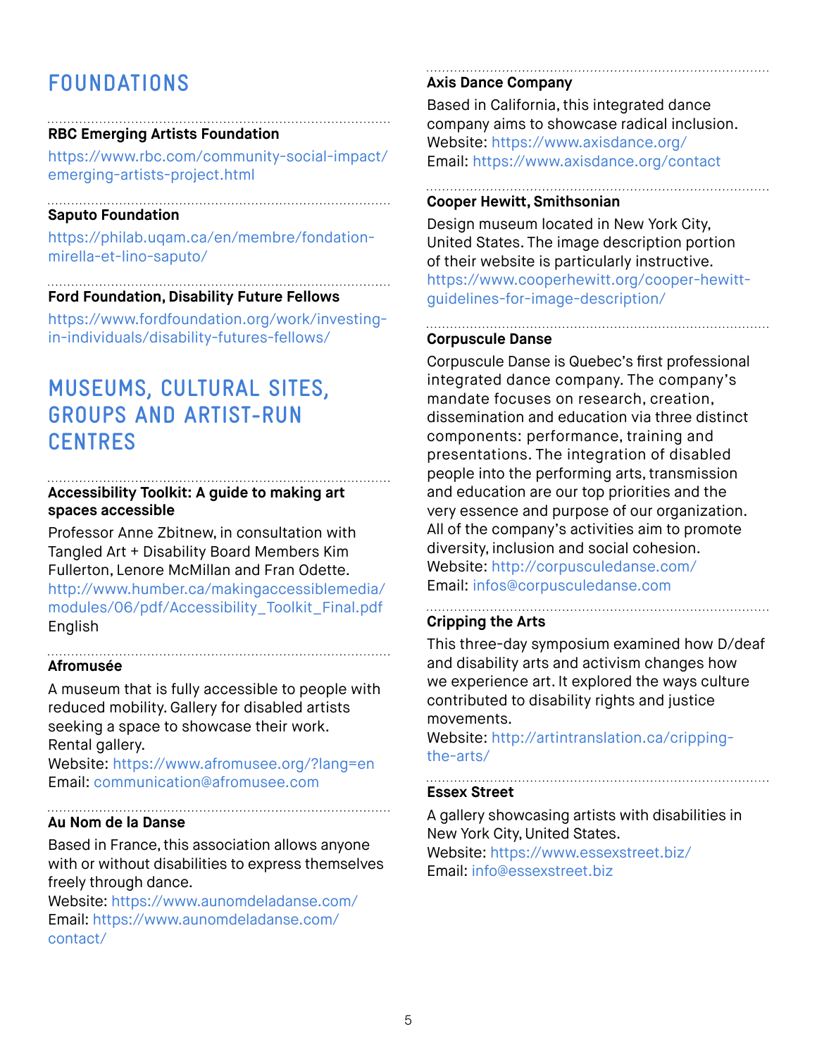## FOUNDATIONS

### RBC Emerging Artists Foundation

https://www.rbc.com/community-social-impact/emerging-artists-project.html

### Saputo Foundation

https://philab.uqam.ca/en/membre/fondation-mirella-et-lino-saputo/

### Ford Foundation, Disability Future Fellows

https://www.fordfoundation.org/work/investing-in-individuals/disability-futures-fellows/

## MUSEUMS, CULTURAL SITES, GROUPS AND ARTIST-RUN CENTRES

### Accessibility Toolkit: A guide to making art spaces accessible

Professor Anne Zbitnew, in consultation with Tangled Art + Disability Board Members Kim Fullerton, Lenore McMillan and Fran Odette.
http://www.humber.ca/makingaccessiblemedia/modules/06/pdf/Accessibility_Toolkit_Final.pdf
English

### Afromusée

A museum that is fully accessible to people with reduced mobility. Gallery for disabled artists seeking a space to showcase their work.
Rental gallery.
Website: https://www.afromusee.org/?lang=en
Email: communication@afromusee.com

### Au Nom de la Danse

Based in France, this association allows anyone with or without disabilities to express themselves freely through dance.
Website: https://www.aunomdeladanse.com/
Email: https://www.aunomdeladanse.com/contact/

### Axis Dance Company

Based in California, this integrated dance company aims to showcase radical inclusion.
Website: https://www.axisdance.org/
Email: https://www.axisdance.org/contact

### Cooper Hewitt, Smithsonian

Design museum located in New York City, United States. The image description portion of their website is particularly instructive.
https://www.cooperhewitt.org/cooper-hewitt-guidelines-for-image-description/

### Corpuscule Danse

Corpuscule Danse is Quebec's first professional integrated dance company. The company's mandate focuses on research, creation, dissemination and education via three distinct components: performance, training and presentations. The integration of disabled people into the performing arts, transmission and education are our top priorities and the very essence and purpose of our organization. All of the company's activities aim to promote diversity, inclusion and social cohesion.
Website: http://corpusculedanse.com/
Email: infos@corpusculedanse.com

### Cripping the Arts

This three-day symposium examined how D/deaf and disability arts and activism changes how we experience art. It explored the ways culture contributed to disability rights and justice movements.
Website: http://artintranslation.ca/cripping-the-arts/

### Essex Street

A gallery showcasing artists with disabilities in New York City, United States.
Website: https://www.essexstreet.biz/
Email: info@essexstreet.biz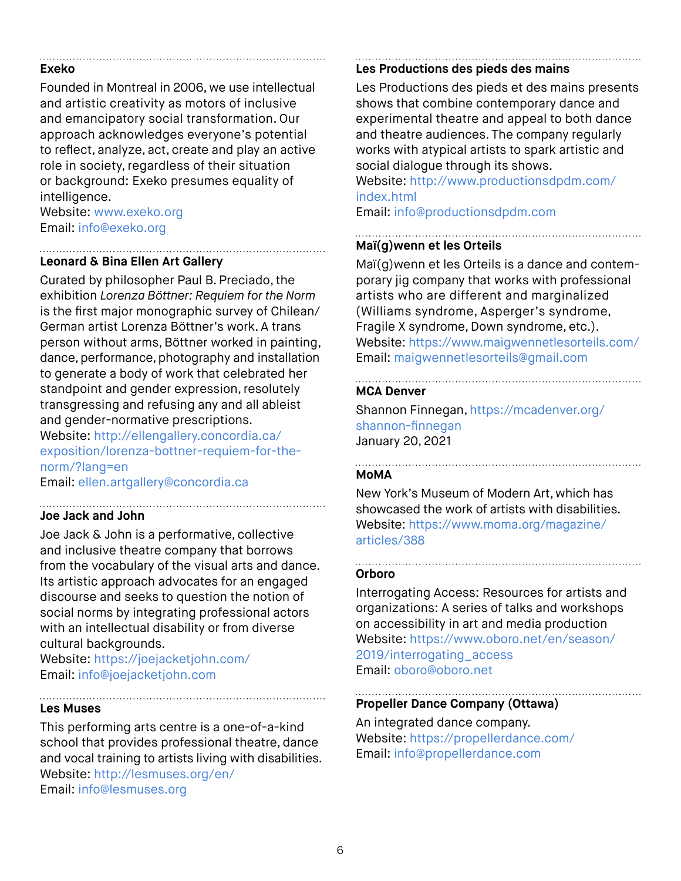### Exeko

Founded in Montreal in 2006, we use intellectual and artistic creativity as motors of inclusive and emancipatory social transformation. Our approach acknowledges everyone's potential to reflect, analyze, act, create and play an active role in society, regardless of their situation or background: Exeko presumes equality of intelligence.
Website: www.exeko.org
Email: info@exeko.org

### Leonard & Bina Ellen Art Gallery

Curated by philosopher Paul B. Preciado, the exhibition *Lorenza Böttner: Requiem for the Norm* is the first major monographic survey of Chilean/German artist Lorenza Böttner's work. A trans person without arms, Böttner worked in painting, dance, performance, photography and installation to generate a body of work that celebrated her standpoint and gender expression, resolutely transgressing and refusing any and all ableist and gender-normative prescriptions.
Website: http://ellengallery.concordia.ca/exposition/lorenza-bottner-requiem-for-the-norm/?lang=en
Email: ellen.artgallery@concordia.ca

### Joe Jack and John

Joe Jack & John is a performative, collective and inclusive theatre company that borrows from the vocabulary of the visual arts and dance. Its artistic approach advocates for an engaged discourse and seeks to question the notion of social norms by integrating professional actors with an intellectual disability or from diverse cultural backgrounds.
Website: https://joejacketjohn.com/
Email: info@joejacketjohn.com

### Les Muses

This performing arts centre is a one-of-a-kind school that provides professional theatre, dance and vocal training to artists living with disabilities.
Website: http://lesmuses.org/en/
Email: info@lesmuses.org

### Les Productions des pieds des mains

Les Productions des pieds et des mains presents shows that combine contemporary dance and experimental theatre and appeal to both dance and theatre audiences. The company regularly works with atypical artists to spark artistic and social dialogue through its shows.
Website: http://www.productionsdpdm.com/index.html
Email: info@productionsdpdm.com

### Maï(g)wenn et les Orteils

Maï(g)wenn et les Orteils is a dance and contemporary jig company that works with professional artists who are different and marginalized (Williams syndrome, Asperger's syndrome, Fragile X syndrome, Down syndrome, etc.).
Website: https://www.maigwennetlesorteils.com/
Email: maigwennetlesorteils@gmail.com

### MCA Denver

Shannon Finnegan, https://mcadenver.org/shannon-finnegan
January 20, 2021

### MoMA

New York's Museum of Modern Art, which has showcased the work of artists with disabilities.
Website: https://www.moma.org/magazine/articles/388

### Orboro

Interrogating Access: Resources for artists and organizations: A series of talks and workshops on accessibility in art and media production
Website: https://www.oboro.net/en/season/2019/interrogating_access
Email: oboro@oboro.net

### Propeller Dance Company (Ottawa)

An integrated dance company.
Website: https://propellerdance.com/
Email: info@propellerdance.com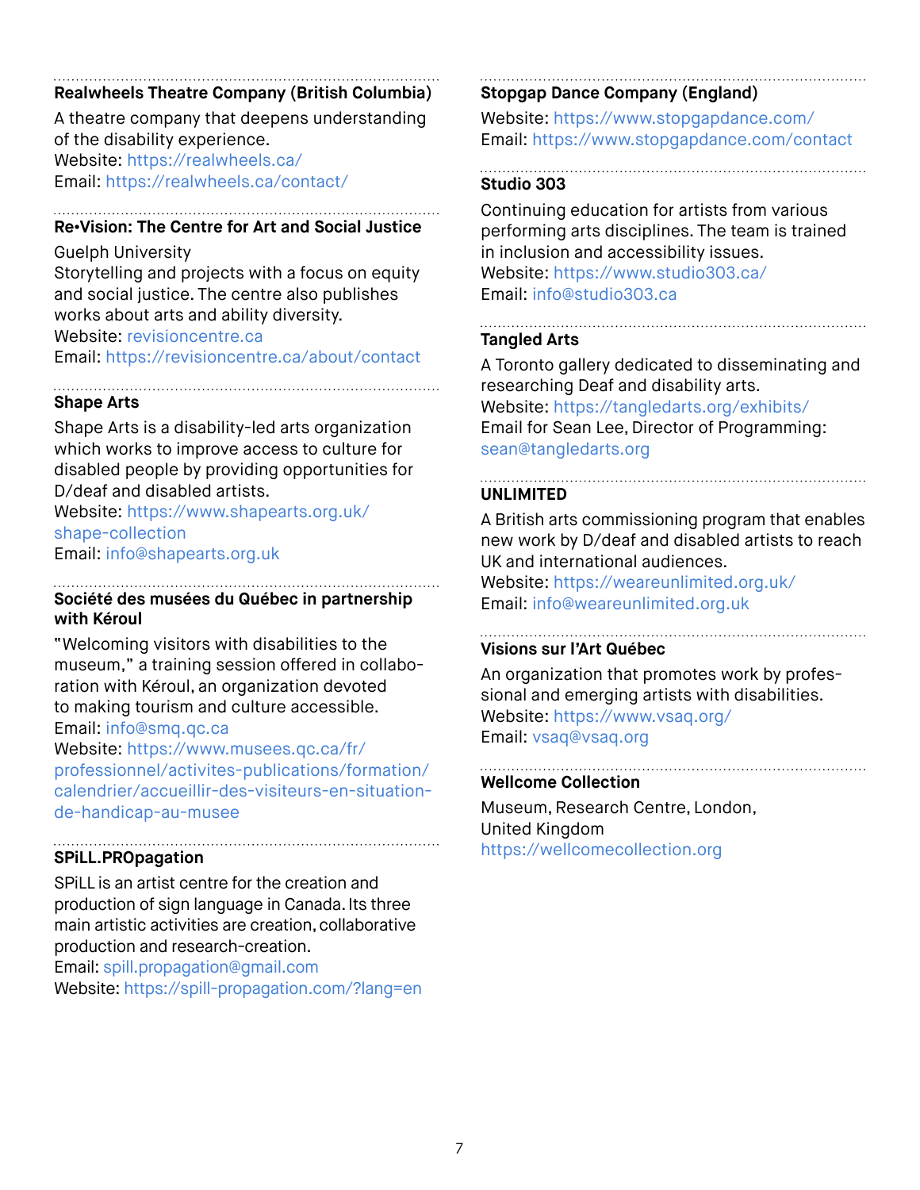### Realwheels Theatre Company (British Columbia)

A theatre company that deepens understanding of the disability experience.
Website: https://realwheels.ca/
Email: https://realwheels.ca/contact/

### Re•Vision: The Centre for Art and Social Justice

Guelph University
Storytelling and projects with a focus on equity and social justice. The centre also publishes works about arts and ability diversity.
Website: revisioncentre.ca
Email: https://revisioncentre.ca/about/contact

### Shape Arts

Shape Arts is a disability-led arts organization which works to improve access to culture for disabled people by providing opportunities for D/deaf and disabled artists.
Website: https://www.shapearts.org.uk/shape-collection
Email: info@shapearts.org.uk

### Société des musées du Québec in partnership with Kéroul

"Welcoming visitors with disabilities to the museum," a training session offered in collaboration with Kéroul, an organization devoted to making tourism and culture accessible.
Email: info@smq.qc.ca
Website: https://www.musees.qc.ca/fr/professionnel/activites-publications/formation/calendrier/accueillir-des-visiteurs-en-situation-de-handicap-au-musee

### SPiLL.PROpagation

SPiLL is an artist centre for the creation and production of sign language in Canada. Its three main artistic activities are creation, collaborative production and research-creation.
Email: spill.propagation@gmail.com
Website: https://spill-propagation.com/?lang=en

### Stopgap Dance Company (England)

Website: https://www.stopgapdance.com/
Email: https://www.stopgapdance.com/contact

### Studio 303

Continuing education for artists from various performing arts disciplines. The team is trained in inclusion and accessibility issues.
Website: https://www.studio303.ca/
Email: info@studio303.ca

### Tangled Arts

A Toronto gallery dedicated to disseminating and researching Deaf and disability arts.
Website: https://tangledarts.org/exhibits/
Email for Sean Lee, Director of Programming: sean@tangledarts.org

### UNLIMITED

A British arts commissioning program that enables new work by D/deaf and disabled artists to reach UK and international audiences.
Website: https://weareunlimited.org.uk/
Email: info@weareunlimited.org.uk

### Visions sur l'Art Québec

An organization that promotes work by professional and emerging artists with disabilities.
Website: https://www.vsaq.org/
Email: vsaq@vsaq.org

### Wellcome Collection

Museum, Research Centre, London, United Kingdom
https://wellcomecollection.org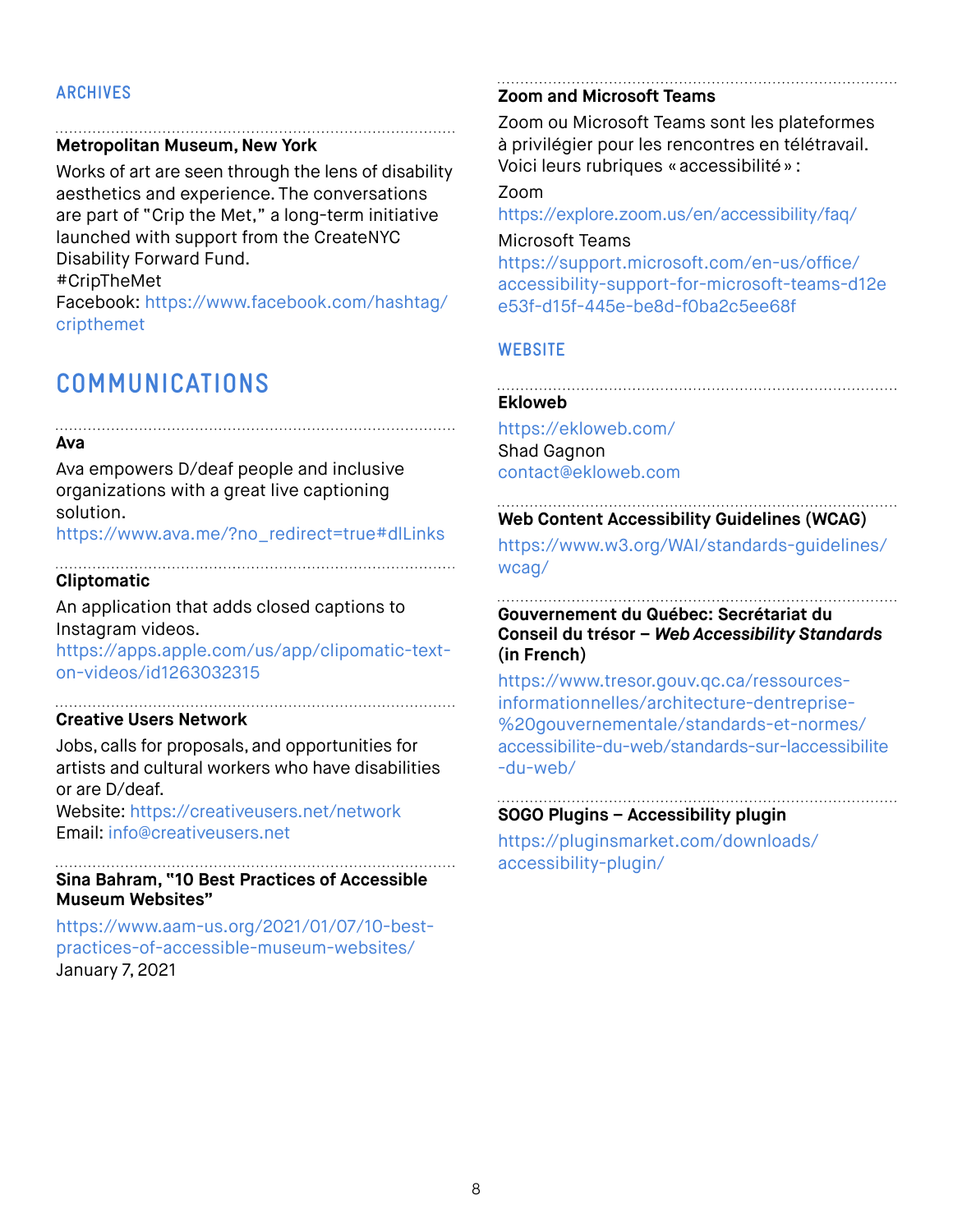### ARCHIVES

**Metropolitan Museum, New York**

Works of art are seen through the lens of disability aesthetics and experience. The conversations are part of "Crip the Met," a long-term initiative launched with support from the CreateNYC Disability Forward Fund.
#CripTheMet
Facebook: https://www.facebook.com/hashtag/cripthemet

## COMMUNICATIONS

**Ava**

Ava empowers D/deaf people and inclusive organizations with a great live captioning solution.
https://www.ava.me/?no_redirect=true#dlLinks

**Cliptomatic**

An application that adds closed captions to Instagram videos.
https://apps.apple.com/us/app/clipomatic-text-on-videos/id1263032315

**Creative Users Network**

Jobs, calls for proposals, and opportunities for artists and cultural workers who have disabilities or are D/deaf.
Website: https://creativeusers.net/network
Email: info@creativeusers.net

**Sina Bahram, "10 Best Practices of Accessible Museum Websites"**

https://www.aam-us.org/2021/01/07/10-best-practices-of-accessible-museum-websites/
January 7, 2021

**Zoom and Microsoft Teams**

Zoom ou Microsoft Teams sont les plateformes à privilégier pour les rencontres en télétravail. Voici leurs rubriques « accessibilité » :

Zoom
https://explore.zoom.us/en/accessibility/faq/

Microsoft Teams
https://support.microsoft.com/en-us/office/accessibility-support-for-microsoft-teams-d12ee53f-d15f-445e-be8d-f0ba2c5ee68f

### WEBSITE

**Ekloweb**

https://ekloweb.com/
Shad Gagnon
contact@ekloweb.com

**Web Content Accessibility Guidelines (WCAG)**

https://www.w3.org/WAI/standards-guidelines/wcag/

**Gouvernement du Québec: Secrétariat du Conseil du trésor – *Web Accessibility Standards* (in French)**

https://www.tresor.gouv.qc.ca/ressources-informationnelles/architecture-dentreprise-%20gouvernementale/standards-et-normes/accessibilite-du-web/standards-sur-laccessibilite-du-web/

**SOGO Plugins – Accessibility plugin**

https://pluginsmarket.com/downloads/accessibility-plugin/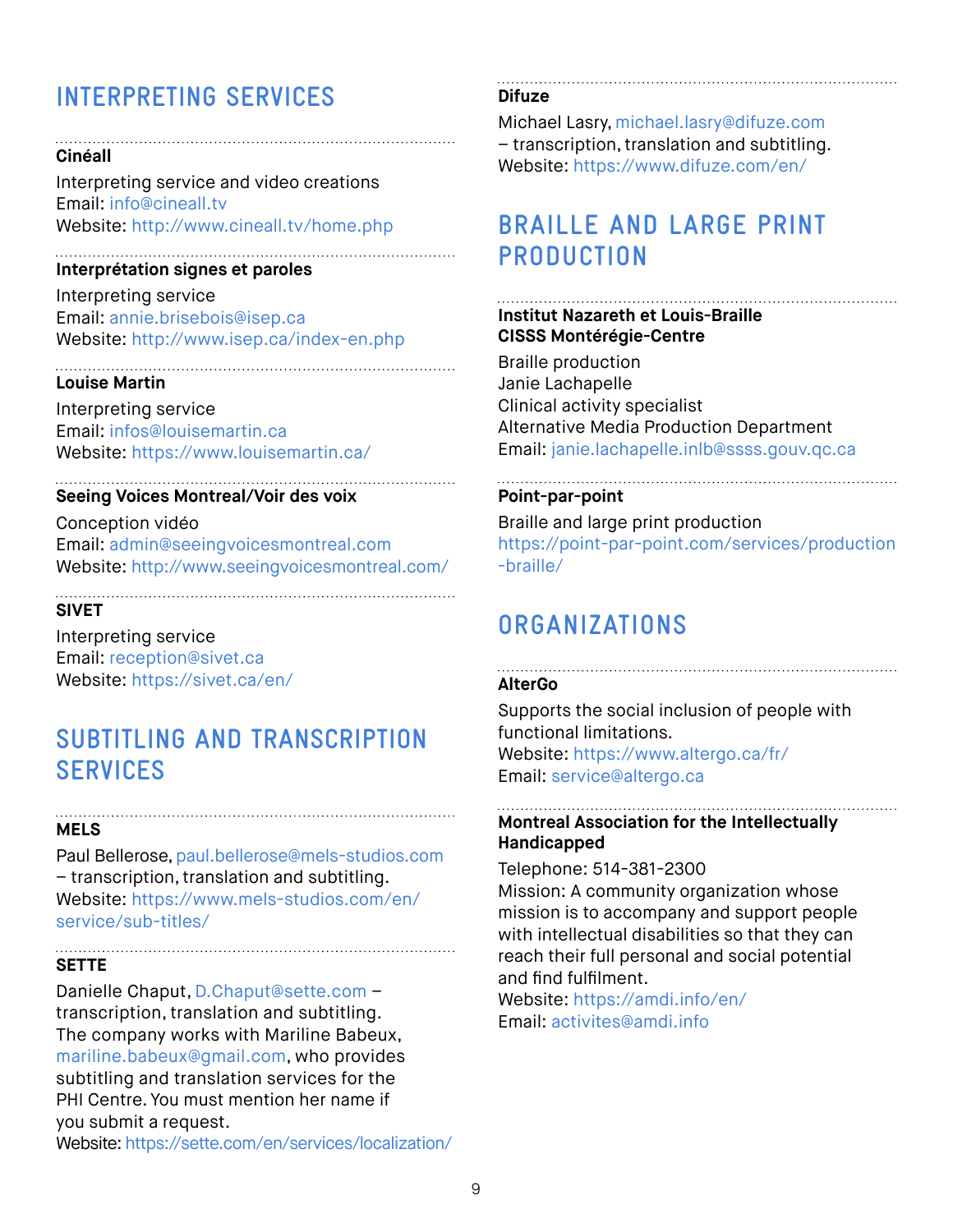## INTERPRETING SERVICES

**Cinéall**

Interpreting service and video creations
Email: info@cineall.tv
Website: http://www.cineall.tv/home.php

**Interprétation signes et paroles**

Interpreting service
Email: annie.brisebois@isep.ca
Website: http://www.isep.ca/index-en.php

**Louise Martin**

Interpreting service
Email: infos@louisemartin.ca
Website: https://www.louisemartin.ca/

**Seeing Voices Montreal/Voir des voix**

Conception vidéo
Email: admin@seeingvoicesmontreal.com
Website: http://www.seeingvoicesmontreal.com/

**SIVET**

Interpreting service
Email: reception@sivet.ca
Website: https://sivet.ca/en/

## SUBTITLING AND TRANSCRIPTION SERVICES

**MELS**

Paul Bellerose, paul.bellerose@mels-studios.com – transcription, translation and subtitling.
Website: https://www.mels-studios.com/en/service/sub-titles/

**SETTE**

Danielle Chaput, D.Chaput@sette.com – transcription, translation and subtitling. The company works with Mariline Babeux, mariline.babeux@gmail.com, who provides subtitling and translation services for the PHI Centre. You must mention her name if you submit a request.
Website: https://sette.com/en/services/localization/

**Difuze**

Michael Lasry, michael.lasry@difuze.com – transcription, translation and subtitling.
Website: https://www.difuze.com/en/

## BRAILLE AND LARGE PRINT PRODUCTION

**Institut Nazareth et Louis-Braille**
**CISSS Montérégie-Centre**

Braille production
Janie Lachapelle
Clinical activity specialist
Alternative Media Production Department
Email: janie.lachapelle.inlb@ssss.gouv.qc.ca

**Point-par-point**

Braille and large print production
https://point-par-point.com/services/production-braille/

## ORGANIZATIONS

**AlterGo**

Supports the social inclusion of people with functional limitations.
Website: https://www.altergo.ca/fr/
Email: service@altergo.ca

**Montreal Association for the Intellectually Handicapped**

Telephone: 514-381-2300
Mission: A community organization whose mission is to accompany and support people with intellectual disabilities so that they can reach their full personal and social potential and find fulfilment.
Website: https://amdi.info/en/
Email: activites@amdi.info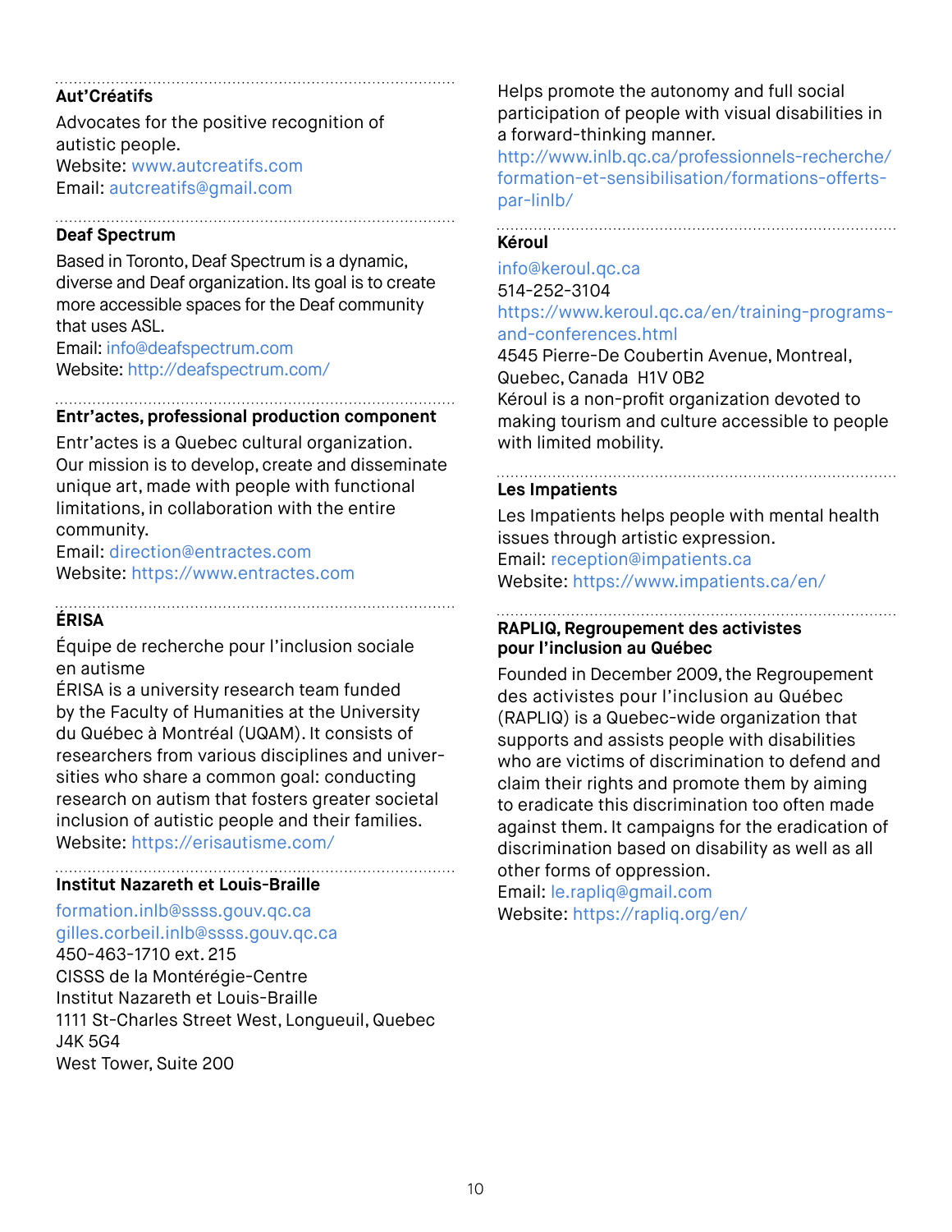### Aut'Créatifs

Advocates for the positive recognition of autistic people.
Website: www.autcreatifs.com
Email: autcreatifs@gmail.com

### Deaf Spectrum

Based in Toronto, Deaf Spectrum is a dynamic, diverse and Deaf organization. Its goal is to create more accessible spaces for the Deaf community that uses ASL.
Email: info@deafspectrum.com
Website: http://deafspectrum.com/

### Entr'actes, professional production component

Entr'actes is a Quebec cultural organization. Our mission is to develop, create and disseminate unique art, made with people with functional limitations, in collaboration with the entire community.
Email: direction@entractes.com
Website: https://www.entractes.com

### ÉRISA

Équipe de recherche pour l'inclusion sociale en autisme
ÉRISA is a university research team funded by the Faculty of Humanities at the University du Québec à Montréal (UQAM). It consists of researchers from various disciplines and universities who share a common goal: conducting research on autism that fosters greater societal inclusion of autistic people and their families.
Website: https://erisautisme.com/

### Institut Nazareth et Louis-Braille

formation.inlb@ssss.gouv.qc.ca
gilles.corbeil.inlb@ssss.gouv.qc.ca
450-463-1710 ext. 215
CISSS de la Montérégie-Centre
Institut Nazareth et Louis-Braille
1111 St-Charles Street West, Longueuil, Quebec
J4K 5G4
West Tower, Suite 200
Helps promote the autonomy and full social participation of people with visual disabilities in a forward-thinking manner.
http://www.inlb.qc.ca/professionnels-recherche/formation-et-sensibilisation/formations-offerts-par-linlb/

### Kéroul

info@keroul.qc.ca
514-252-3104
https://www.keroul.qc.ca/en/training-programs-and-conferences.html
4545 Pierre-De Coubertin Avenue, Montreal, Quebec, Canada H1V 0B2
Kéroul is a non-profit organization devoted to making tourism and culture accessible to people with limited mobility.

### Les Impatients

Les Impatients helps people with mental health issues through artistic expression.
Email: reception@impatients.ca
Website: https://www.impatients.ca/en/

### RAPLIQ, Regroupement des activistes pour l'inclusion au Québec

Founded in December 2009, the Regroupement des activistes pour l'inclusion au Québec (RAPLIQ) is a Quebec-wide organization that supports and assists people with disabilities who are victims of discrimination to defend and claim their rights and promote them by aiming to eradicate this discrimination too often made against them. It campaigns for the eradication of discrimination based on disability as well as all other forms of oppression.
Email: le.rapliq@gmail.com
Website: https://rapliq.org/en/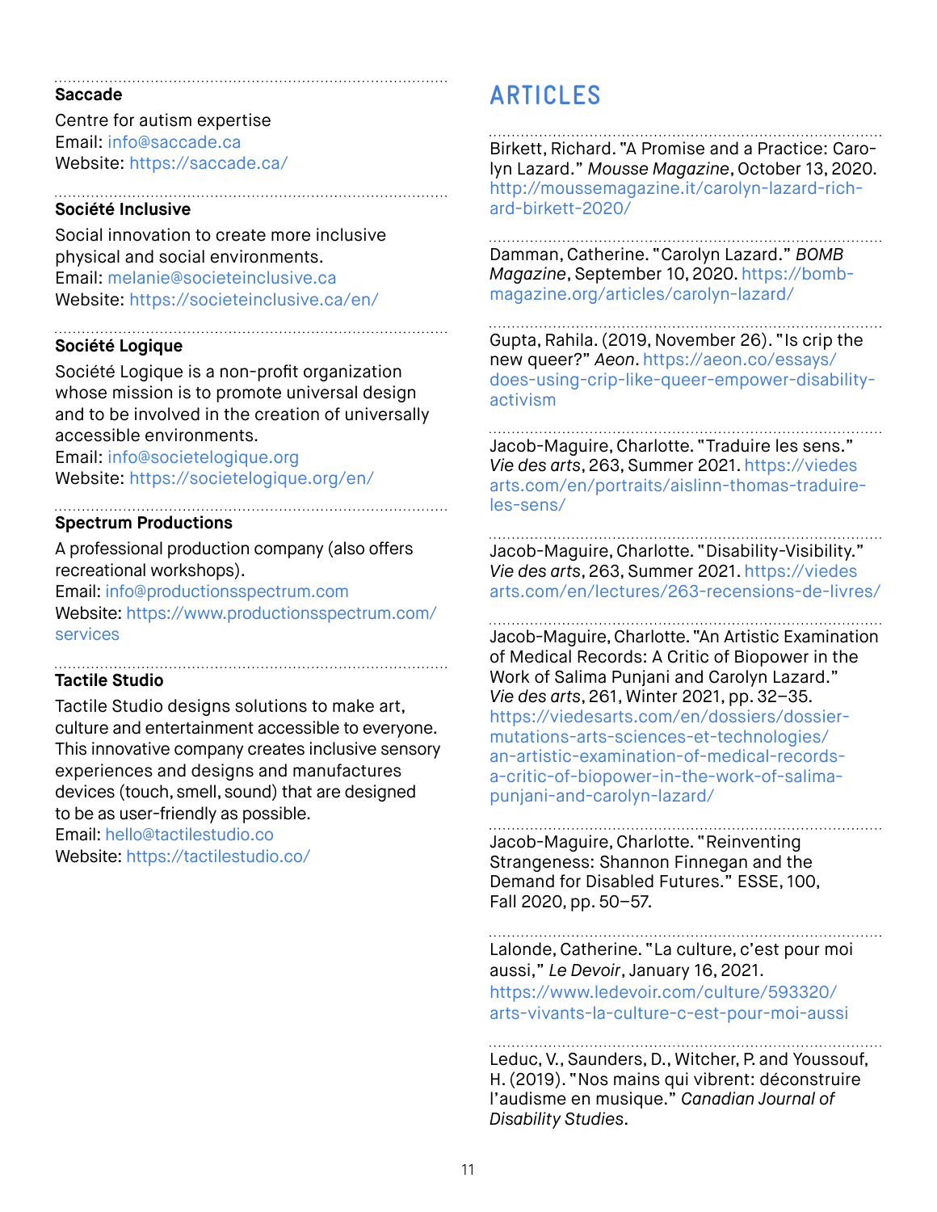### Saccade

Centre for autism expertise
Email: info@saccade.ca
Website: https://saccade.ca/

### Société Inclusive

Social innovation to create more inclusive physical and social environments.
Email: melanie@societeinclusive.ca
Website: https://societeinclusive.ca/en/

### Société Logique

Société Logique is a non-profit organization whose mission is to promote universal design and to be involved in the creation of universally accessible environments.
Email: info@societelogique.org
Website: https://societelogique.org/en/

### Spectrum Productions

A professional production company (also offers recreational workshops).
Email: info@productionsspectrum.com
Website: https://www.productionsspectrum.com/services

### Tactile Studio

Tactile Studio designs solutions to make art, culture and entertainment accessible to everyone. This innovative company creates inclusive sensory experiences and designs and manufactures devices (touch, smell, sound) that are designed to be as user-friendly as possible.
Email: hello@tactilestudio.co
Website: https://tactilestudio.co/

## ARTICLES

Birkett, Richard. "A Promise and a Practice: Carolyn Lazard." *Mousse Magazine*, October 13, 2020. http://moussemagazine.it/carolyn-lazard-richard-birkett-2020/

Damman, Catherine. "Carolyn Lazard." *BOMB Magazine*, September 10, 2020. https://bombmagazine.org/articles/carolyn-lazard/

Gupta, Rahila. (2019, November 26). "Is crip the new queer?" *Aeon*. https://aeon.co/essays/does-using-crip-like-queer-empower-disability-activism

Jacob-Maguire, Charlotte. "Traduire les sens." *Vie des arts*, 263, Summer 2021. https://viedesarts.com/en/portraits/aislinn-thomas-traduire-les-sens/

Jacob-Maguire, Charlotte. "Disability-Visibility." *Vie des arts*, 263, Summer 2021. https://viedesarts.com/en/lectures/263-recensions-de-livres/

Jacob-Maguire, Charlotte. "An Artistic Examination of Medical Records: A Critic of Biopower in the Work of Salima Punjani and Carolyn Lazard." *Vie des arts*, 261, Winter 2021, pp. 32–35. https://viedesarts.com/en/dossiers/dossier-mutations-arts-sciences-et-technologies/an-artistic-examination-of-medical-records-a-critic-of-biopower-in-the-work-of-salima-punjani-and-carolyn-lazard/

Jacob-Maguire, Charlotte. "Reinventing Strangeness: Shannon Finnegan and the Demand for Disabled Futures." ESSE, 100, Fall 2020, pp. 50–57.

Lalonde, Catherine. "La culture, c'est pour moi aussi," *Le Devoir*, January 16, 2021. https://www.ledevoir.com/culture/593320/arts-vivants-la-culture-c-est-pour-moi-aussi

Leduc, V., Saunders, D., Witcher, P. and Youssouf, H. (2019). "Nos mains qui vibrent: déconstruire l'audisme en musique." *Canadian Journal of Disability Studies*.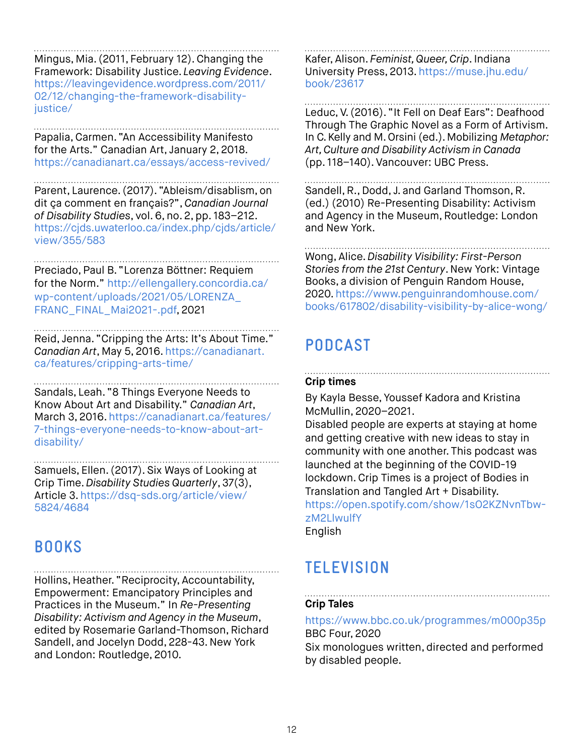Mingus, Mia. (2011, February 12). Changing the Framework: Disability Justice. *Leaving Evidence*. https://leavingevidence.wordpress.com/2011/02/12/changing-the-framework-disability-justice/

Papalia, Carmen. "An Accessibility Manifesto for the Arts." Canadian Art, January 2, 2018. https://canadianart.ca/essays/access-revived/

Parent, Laurence. (2017). "Ableism/disablism, on dit ça comment en français?", *Canadian Journal of Disability Studies*, vol. 6, no. 2, pp. 183–212. https://cjds.uwaterloo.ca/index.php/cjds/article/view/355/583

Preciado, Paul B. "Lorenza Böttner: Requiem for the Norm." http://ellengallery.concordia.ca/wp-content/uploads/2021/05/LORENZA_FRANC_FINAL_Mai2021-.pdf, 2021

Reid, Jenna. "Cripping the Arts: It's About Time." *Canadian Art*, May 5, 2016. https://canadianart.ca/features/cripping-arts-time/

Sandals, Leah. "8 Things Everyone Needs to Know About Art and Disability." *Canadian Art*, March 3, 2016. https://canadianart.ca/features/7-things-everyone-needs-to-know-about-art-disability/

Samuels, Ellen. (2017). Six Ways of Looking at Crip Time. *Disability Studies Quarterly*, 37(3), Article 3. https://dsq-sds.org/article/view/5824/4684

## BOOKS

Hollins, Heather. "Reciprocity, Accountability, Empowerment: Emancipatory Principles and Practices in the Museum." In *Re-Presenting Disability: Activism and Agency in the Museum*, edited by Rosemarie Garland-Thomson, Richard Sandell, and Jocelyn Dodd, 228-43. New York and London: Routledge, 2010.

Kafer, Alison. *Feminist, Queer, Crip*. Indiana University Press, 2013. https://muse.jhu.edu/book/23617

Leduc, V. (2016). "It Fell on Deaf Ears": Deafhood Through The Graphic Novel as a Form of Artivism. In C. Kelly and M. Orsini (ed.). Mobilizing *Metaphor: Art, Culture and Disability Activism in Canada* (pp. 118–140). Vancouver: UBC Press.

Sandell, R., Dodd, J. and Garland Thomson, R. (ed.) (2010) Re-Presenting Disability: Activism and Agency in the Museum, Routledge: London and New York.

Wong, Alice. *Disability Visibility: First-Person Stories from the 21st Century*. New York: Vintage Books, a division of Penguin Random House, 2020. https://www.penguinrandomhouse.com/books/617802/disability-visibility-by-alice-wong/

## PODCAST

**Crip times**

By Kayla Besse, Youssef Kadora and Kristina McMullin, 2020–2021.
Disabled people are experts at staying at home and getting creative with new ideas to stay in community with one another. This podcast was launched at the beginning of the COVID-19 lockdown. Crip Times is a project of Bodies in Translation and Tangled Art + Disability.
https://open.spotify.com/show/1sO2KZNvnTbw-zM2LlwulfY
English

## TELEVISION

**Crip Tales**

https://www.bbc.co.uk/programmes/m000p35p
BBC Four, 2020
Six monologues written, directed and performed by disabled people.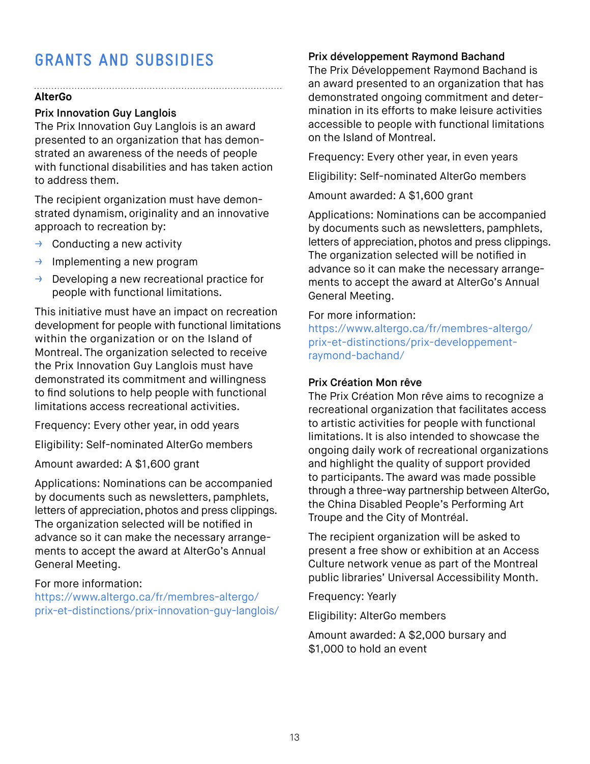# GRANTS AND SUBSIDIES

### AlterGo

**Prix Innovation Guy Langlois**

The Prix Innovation Guy Langlois is an award presented to an organization that has demonstrated an awareness of the needs of people with functional disabilities and has taken action to address them.

The recipient organization must have demonstrated dynamism, originality and an innovative approach to recreation by:

- Conducting a new activity
- Implementing a new program
- Developing a new recreational practice for people with functional limitations.

This initiative must have an impact on recreation development for people with functional limitations within the organization or on the Island of Montreal. The organization selected to receive the Prix Innovation Guy Langlois must have demonstrated its commitment and willingness to find solutions to help people with functional limitations access recreational activities.

Frequency: Every other year, in odd years

Eligibility: Self-nominated AlterGo members

Amount awarded: A $1,600 grant

Applications: Nominations can be accompanied by documents such as newsletters, pamphlets, letters of appreciation, photos and press clippings. The organization selected will be notified in advance so it can make the necessary arrangements to accept the award at AlterGo's Annual General Meeting.

For more information:
https://www.altergo.ca/fr/membres-altergo/prix-et-distinctions/prix-innovation-guy-langlois/

**Prix développement Raymond Bachand**

The Prix Développement Raymond Bachand is an award presented to an organization that has demonstrated ongoing commitment and determination in its efforts to make leisure activities accessible to people with functional limitations on the Island of Montreal.

Frequency: Every other year, in even years

Eligibility: Self-nominated AlterGo members

Amount awarded: A $1,600 grant

Applications: Nominations can be accompanied by documents such as newsletters, pamphlets, letters of appreciation, photos and press clippings. The organization selected will be notified in advance so it can make the necessary arrangements to accept the award at AlterGo's Annual General Meeting.

For more information:
https://www.altergo.ca/fr/membres-altergo/prix-et-distinctions/prix-developpement-raymond-bachand/

**Prix Création Mon rêve**

The Prix Création Mon rêve aims to recognize a recreational organization that facilitates access to artistic activities for people with functional limitations. It is also intended to showcase the ongoing daily work of recreational organizations and highlight the quality of support provided to participants. The award was made possible through a three-way partnership between AlterGo, the China Disabled People's Performing Art Troupe and the City of Montréal.

The recipient organization will be asked to present a free show or exhibition at an Access Culture network venue as part of the Montreal public libraries' Universal Accessibility Month.

Frequency: Yearly

Eligibility: AlterGo members

Amount awarded: A $2,000 bursary and $1,000 to hold an event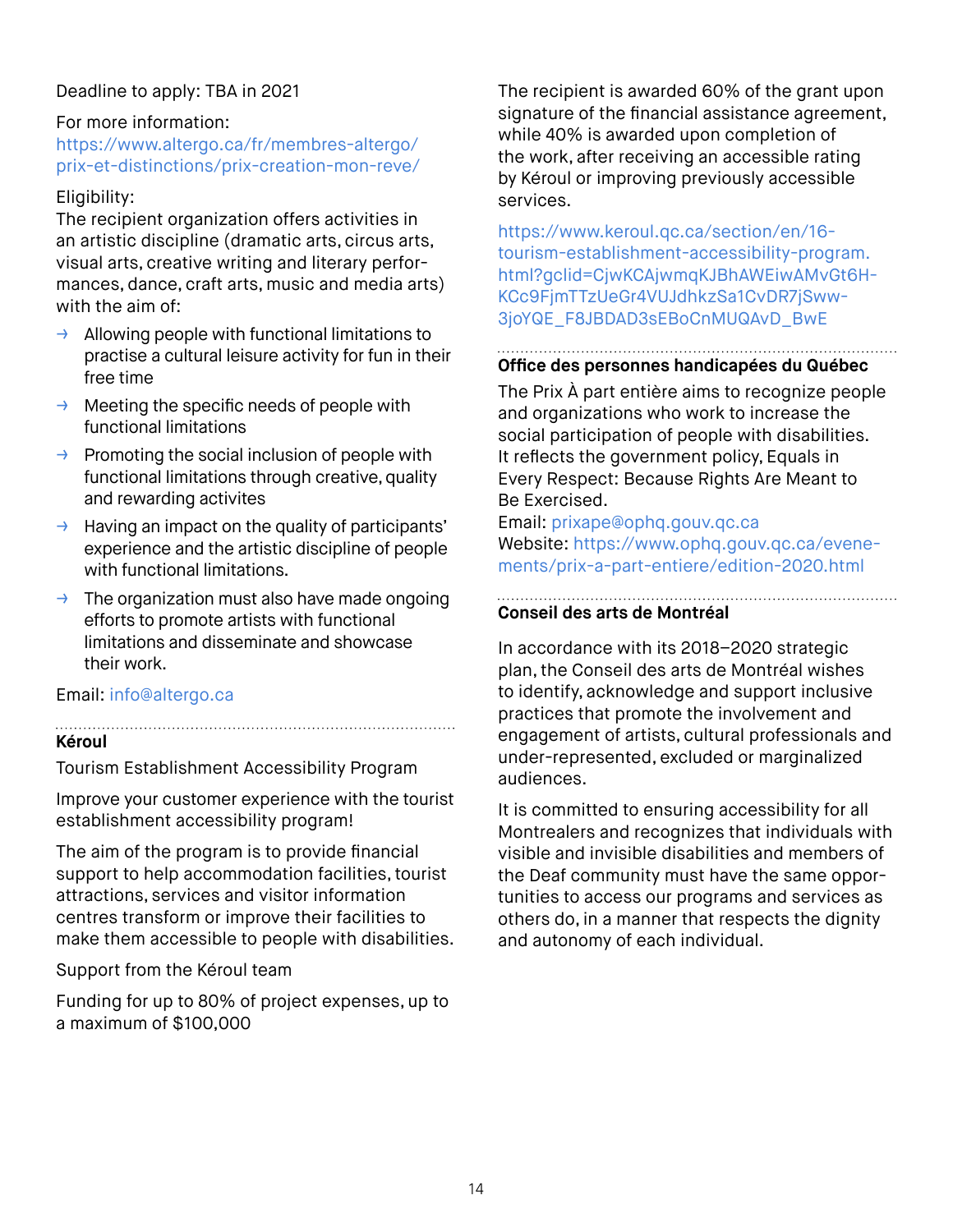Deadline to apply: TBA in 2021

For more information:
https://www.altergo.ca/fr/membres-altergo/prix-et-distinctions/prix-creation-mon-reve/

Eligibility:
The recipient organization offers activities in an artistic discipline (dramatic arts, circus arts, visual arts, creative writing and literary performances, dance, craft arts, music and media arts) with the aim of:

- Allowing people with functional limitations to practise a cultural leisure activity for fun in their free time
- Meeting the specific needs of people with functional limitations
- Promoting the social inclusion of people with functional limitations through creative, quality and rewarding activites
- Having an impact on the quality of participants' experience and the artistic discipline of people with functional limitations.
- The organization must also have made ongoing efforts to promote artists with functional limitations and disseminate and showcase their work.

Email: info@altergo.ca

---

**Kéroul**

Tourism Establishment Accessibility Program

Improve your customer experience with the tourist establishment accessibility program!

The aim of the program is to provide financial support to help accommodation facilities, tourist attractions, services and visitor information centres transform or improve their facilities to make them accessible to people with disabilities.

Support from the Kéroul team

Funding for up to 80% of project expenses, up to a maximum of $100,000

The recipient is awarded 60% of the grant upon signature of the financial assistance agreement, while 40% is awarded upon completion of the work, after receiving an accessible rating by Kéroul or improving previously accessible services.

https://www.keroul.qc.ca/section/en/16-tourism-establishment-accessibility-program.html?gclid=CjwKCAjwmqKJBhAWEiwAMvGt6H-KCc9FjmTTzUeGr4VUJdhkzSa1CvDR7jSww-3joYQE_F8JBDAD3sEBoCnMUQAvD_BwE

---

**Office des personnes handicapées du Québec**

The Prix À part entière aims to recognize people and organizations who work to increase the social participation of people with disabilities. It reflects the government policy, Equals in Every Respect: Because Rights Are Meant to Be Exercised.
Email: prixape@ophq.gouv.qc.ca
Website: https://www.ophq.gouv.qc.ca/evenements/prix-a-part-entiere/edition-2020.html

---

**Conseil des arts de Montréal**

In accordance with its 2018–2020 strategic plan, the Conseil des arts de Montréal wishes to identify, acknowledge and support inclusive practices that promote the involvement and engagement of artists, cultural professionals and under-represented, excluded or marginalized audiences.

It is committed to ensuring accessibility for all Montrealers and recognizes that individuals with visible and invisible disabilities and members of the Deaf community must have the same opportunities to access our programs and services as others do, in a manner that respects the dignity and autonomy of each individual.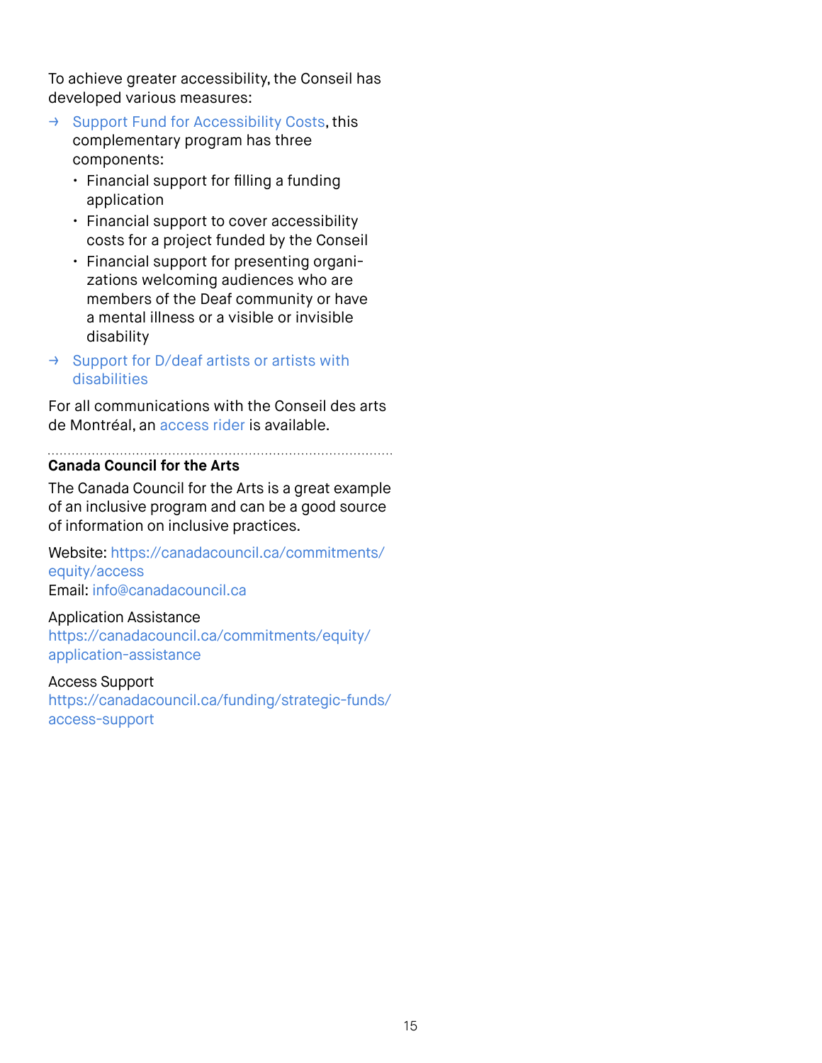To achieve greater accessibility, the Conseil has developed various measures:

- → Support Fund for Accessibility Costs, this complementary program has three components:
  - Financial support for filling a funding application
  - Financial support to cover accessibility costs for a project funded by the Conseil
  - Financial support for presenting organizations welcoming audiences who are members of the Deaf community or have a mental illness or a visible or invisible disability
- → Support for D/deaf artists or artists with disabilities

For all communications with the Conseil des arts de Montréal, an access rider is available.

**Canada Council for the Arts**

The Canada Council for the Arts is a great example of an inclusive program and can be a good source of information on inclusive practices.

Website: https://canadacouncil.ca/commitments/equity/access
Email: info@canadacouncil.ca

Application Assistance
https://canadacouncil.ca/commitments/equity/application-assistance

Access Support
https://canadacouncil.ca/funding/strategic-funds/access-support